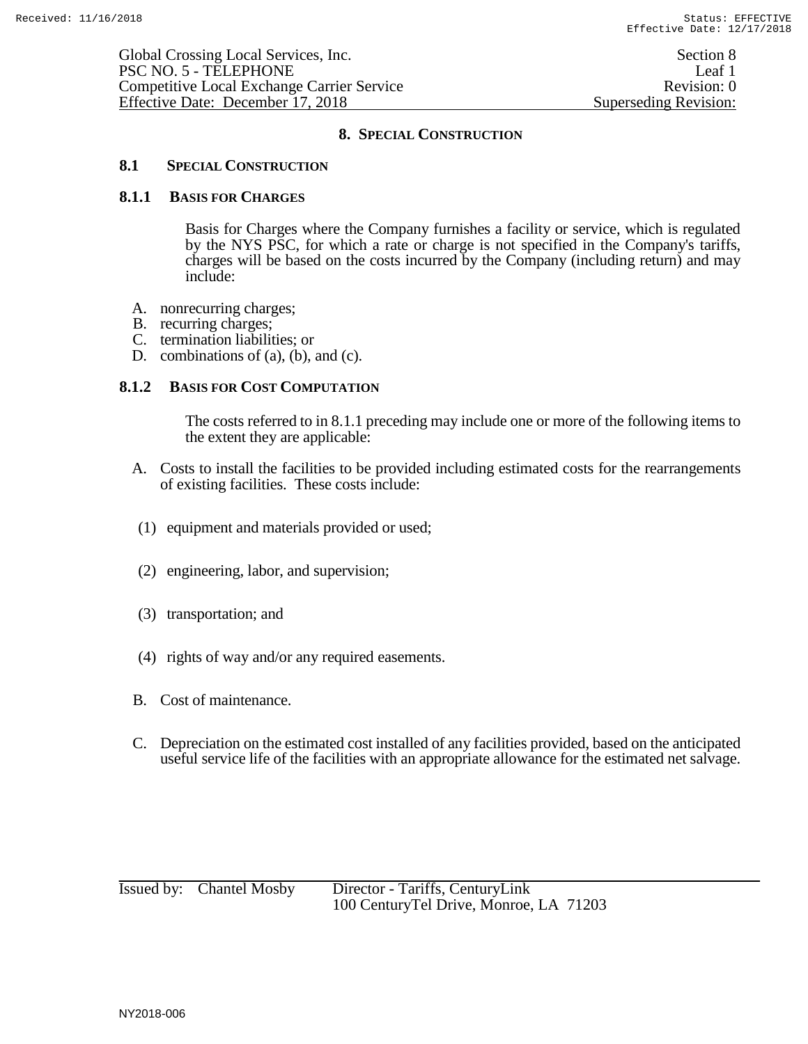# 8. SPECIAL CONSTRUCTION

## 8.1 SPECIAL CONSTRUCTION

### 8.1.1 BASIS FOR CHARGES

Basis for Charges where the Company furnishes a facility or service, which is regulated by the NYS PSC, for which a rate or charge is not specified in the Company's tariffs, charges will be based on the costs incurred by the Company (including return) and may include:

A. nonrecurring charges;
B. recurring charges;
C. termination liabilities; or
D. combinations of (a), (b), and (c).

### 8.1.2 BASIS FOR COST COMPUTATION

The costs referred to in 8.1.1 preceding may include one or more of the following items to the extent they are applicable:

A. Costs to install the facilities to be provided including estimated costs for the rearrangements of existing facilities. These costs include:

(1) equipment and materials provided or used;

(2) engineering, labor, and supervision;

(3) transportation; and

(4) rights of way and/or any required easements.

B. Cost of maintenance.

C. Depreciation on the estimated cost installed of any facilities provided, based on the anticipated useful service life of the facilities with an appropriate allowance for the estimated net salvage.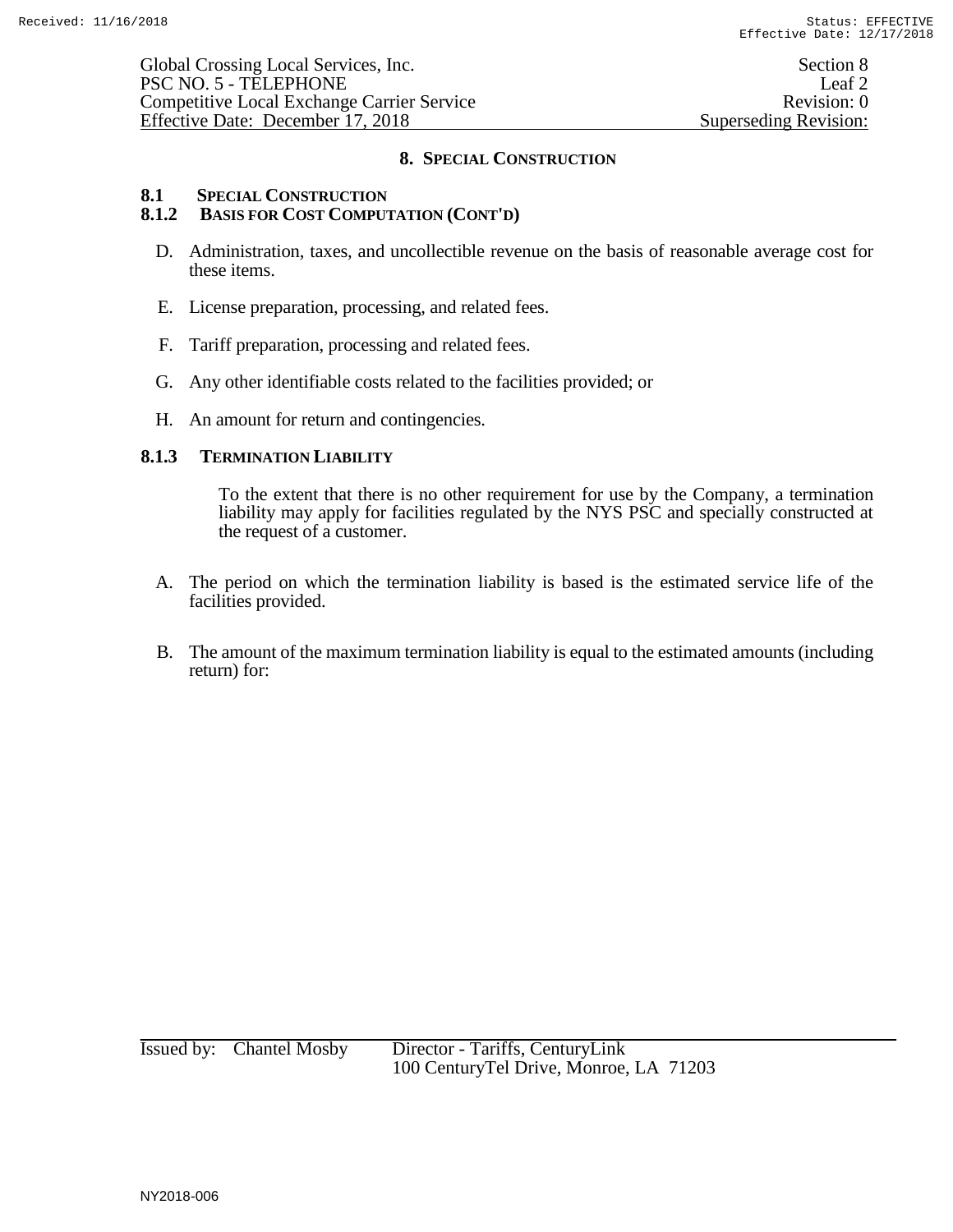## 8. SPECIAL CONSTRUCTION

### 8.1 SPECIAL CONSTRUCTION

### 8.1.2 BASIS FOR COST COMPUTATION (CONT'D)

D. Administration, taxes, and uncollectible revenue on the basis of reasonable average cost for these items.

E. License preparation, processing, and related fees.

F. Tariff preparation, processing and related fees.

G. Any other identifiable costs related to the facilities provided; or

H. An amount for return and contingencies.

### 8.1.3 TERMINATION LIABILITY

To the extent that there is no other requirement for use by the Company, a termination liability may apply for facilities regulated by the NYS PSC and specially constructed at the request of a customer.

A. The period on which the termination liability is based is the estimated service life of the facilities provided.

B. The amount of the maximum termination liability is equal to the estimated amounts (including return) for: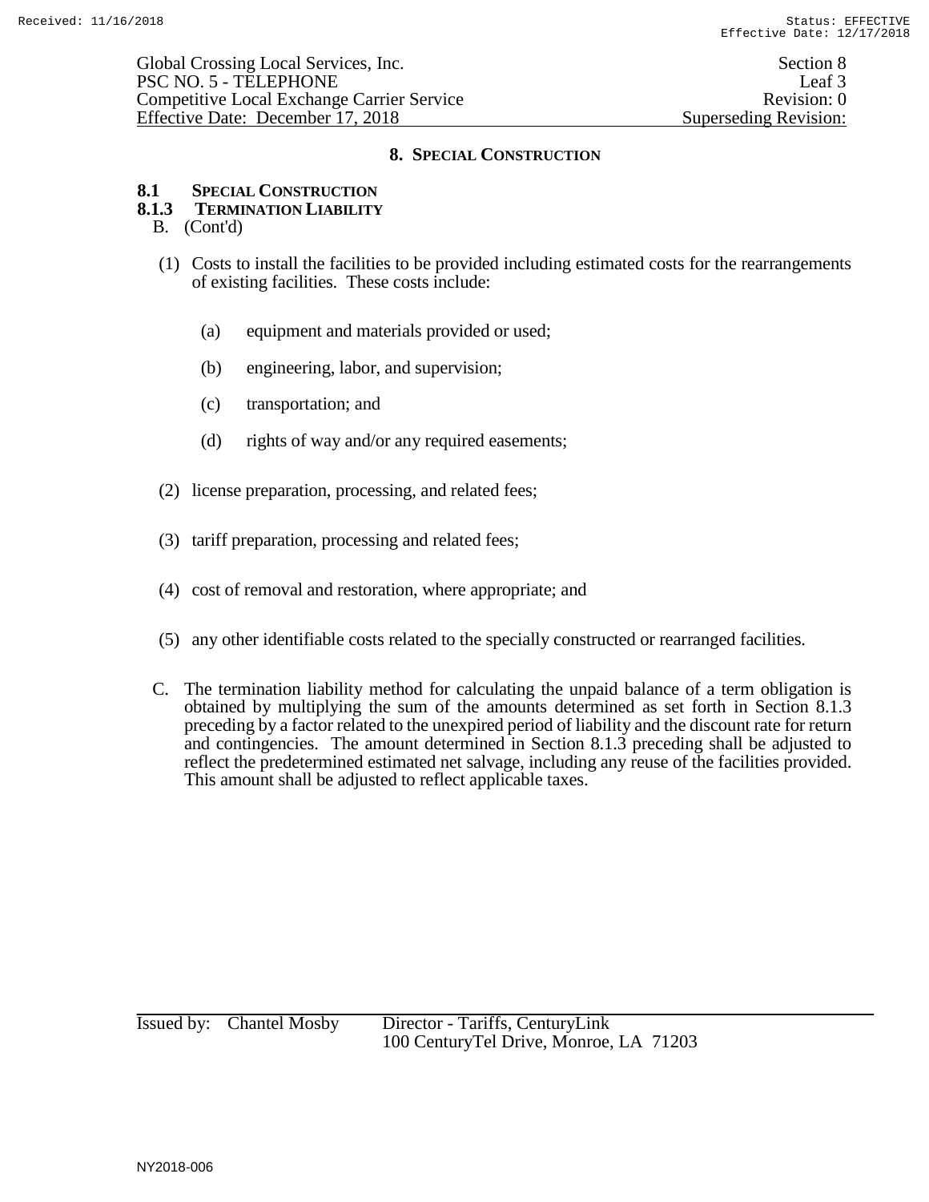## 8. SPECIAL CONSTRUCTION

### 8.1 SPECIAL CONSTRUCTION

#### 8.1.3 TERMINATION LIABILITY

B. (Cont'd)

(1) Costs to install the facilities to be provided including estimated costs for the rearrangements of existing facilities. These costs include:

(a) equipment and materials provided or used;

(b) engineering, labor, and supervision;

(c) transportation; and

(d) rights of way and/or any required easements;

(2) license preparation, processing, and related fees;

(3) tariff preparation, processing and related fees;

(4) cost of removal and restoration, where appropriate; and

(5) any other identifiable costs related to the specially constructed or rearranged facilities.

C. The termination liability method for calculating the unpaid balance of a term obligation is obtained by multiplying the sum of the amounts determined as set forth in Section 8.1.3 preceding by a factor related to the unexpired period of liability and the discount rate for return and contingencies. The amount determined in Section 8.1.3 preceding shall be adjusted to reflect the predetermined estimated net salvage, including any reuse of the facilities provided. This amount shall be adjusted to reflect applicable taxes.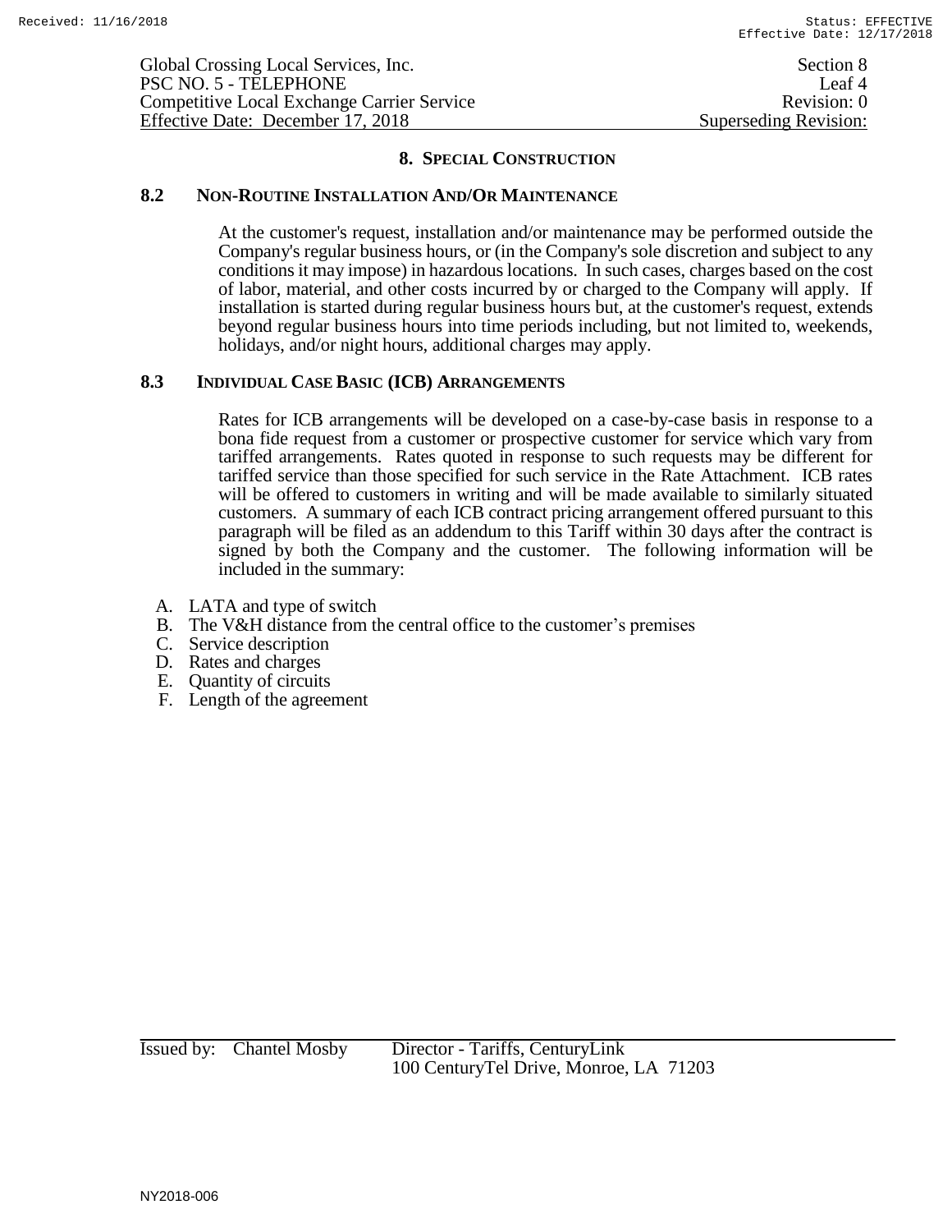## 8. Special Construction

### 8.2 Non-Routine Installation And/Or Maintenance

At the customer's request, installation and/or maintenance may be performed outside the Company's regular business hours, or (in the Company's sole discretion and subject to any conditions it may impose) in hazardous locations. In such cases, charges based on the cost of labor, material, and other costs incurred by or charged to the Company will apply. If installation is started during regular business hours but, at the customer's request, extends beyond regular business hours into time periods including, but not limited to, weekends, holidays, and/or night hours, additional charges may apply.

### 8.3 Individual Case Basic (ICB) Arrangements

Rates for ICB arrangements will be developed on a case-by-case basis in response to a bona fide request from a customer or prospective customer for service which vary from tariffed arrangements. Rates quoted in response to such requests may be different for tariffed service than those specified for such service in the Rate Attachment. ICB rates will be offered to customers in writing and will be made available to similarly situated customers. A summary of each ICB contract pricing arrangement offered pursuant to this paragraph will be filed as an addendum to this Tariff within 30 days after the contract is signed by both the Company and the customer. The following information will be included in the summary:

A. LATA and type of switch
B. The V&H distance from the central office to the customer's premises
C. Service description
D. Rates and charges
E. Quantity of circuits
F. Length of the agreement